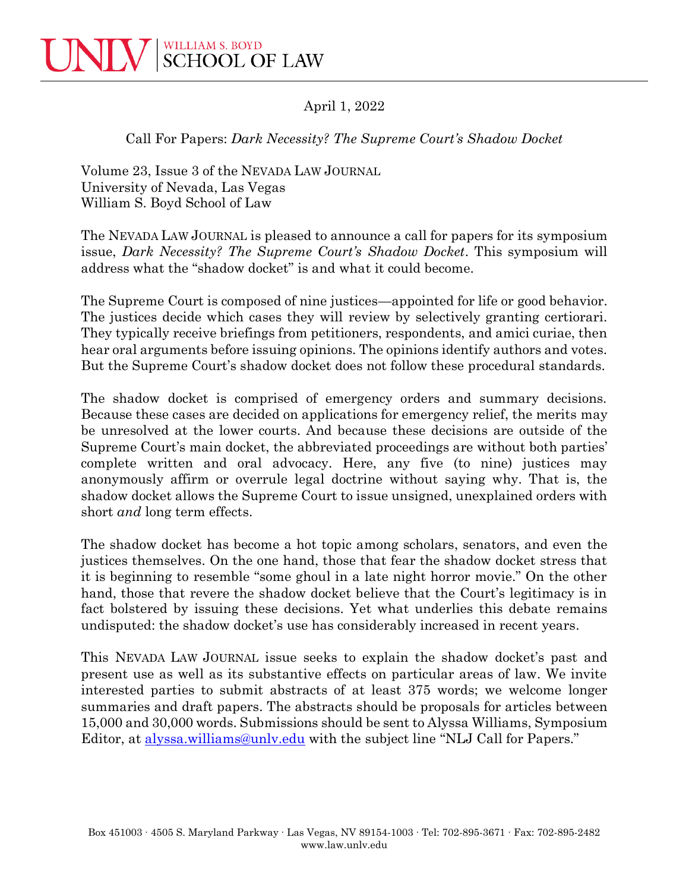UNLV | WILLIAM S. BOYD SCHOOL OF LAW

April 1, 2022

Call For Papers: *Dark Necessity? The Supreme Court's Shadow Docket*

Volume 23, Issue 3 of the NEVADA LAW JOURNAL
University of Nevada, Las Vegas
William S. Boyd School of Law

The NEVADA LAW JOURNAL is pleased to announce a call for papers for its symposium issue, *Dark Necessity? The Supreme Court's Shadow Docket*. This symposium will address what the "shadow docket" is and what it could become.

The Supreme Court is composed of nine justices—appointed for life or good behavior. The justices decide which cases they will review by selectively granting certiorari. They typically receive briefings from petitioners, respondents, and amici curiae, then hear oral arguments before issuing opinions. The opinions identify authors and votes. But the Supreme Court's shadow docket does not follow these procedural standards.

The shadow docket is comprised of emergency orders and summary decisions. Because these cases are decided on applications for emergency relief, the merits may be unresolved at the lower courts. And because these decisions are outside of the Supreme Court's main docket, the abbreviated proceedings are without both parties' complete written and oral advocacy. Here, any five (to nine) justices may anonymously affirm or overrule legal doctrine without saying why. That is, the shadow docket allows the Supreme Court to issue unsigned, unexplained orders with short *and* long term effects.

The shadow docket has become a hot topic among scholars, senators, and even the justices themselves. On the one hand, those that fear the shadow docket stress that it is beginning to resemble "some ghoul in a late night horror movie." On the other hand, those that revere the shadow docket believe that the Court's legitimacy is in fact bolstered by issuing these decisions. Yet what underlies this debate remains undisputed: the shadow docket's use has considerably increased in recent years.

This NEVADA LAW JOURNAL issue seeks to explain the shadow docket's past and present use as well as its substantive effects on particular areas of law. We invite interested parties to submit abstracts of at least 375 words; we welcome longer summaries and draft papers. The abstracts should be proposals for articles between 15,000 and 30,000 words. Submissions should be sent to Alyssa Williams, Symposium Editor, at alyssa.williams@unlv.edu with the subject line "NLJ Call for Papers."

Box 451003 · 4505 S. Maryland Parkway · Las Vegas, NV 89154-1003 · Tel: 702-895-3671 · Fax: 702-895-2482
www.law.unlv.edu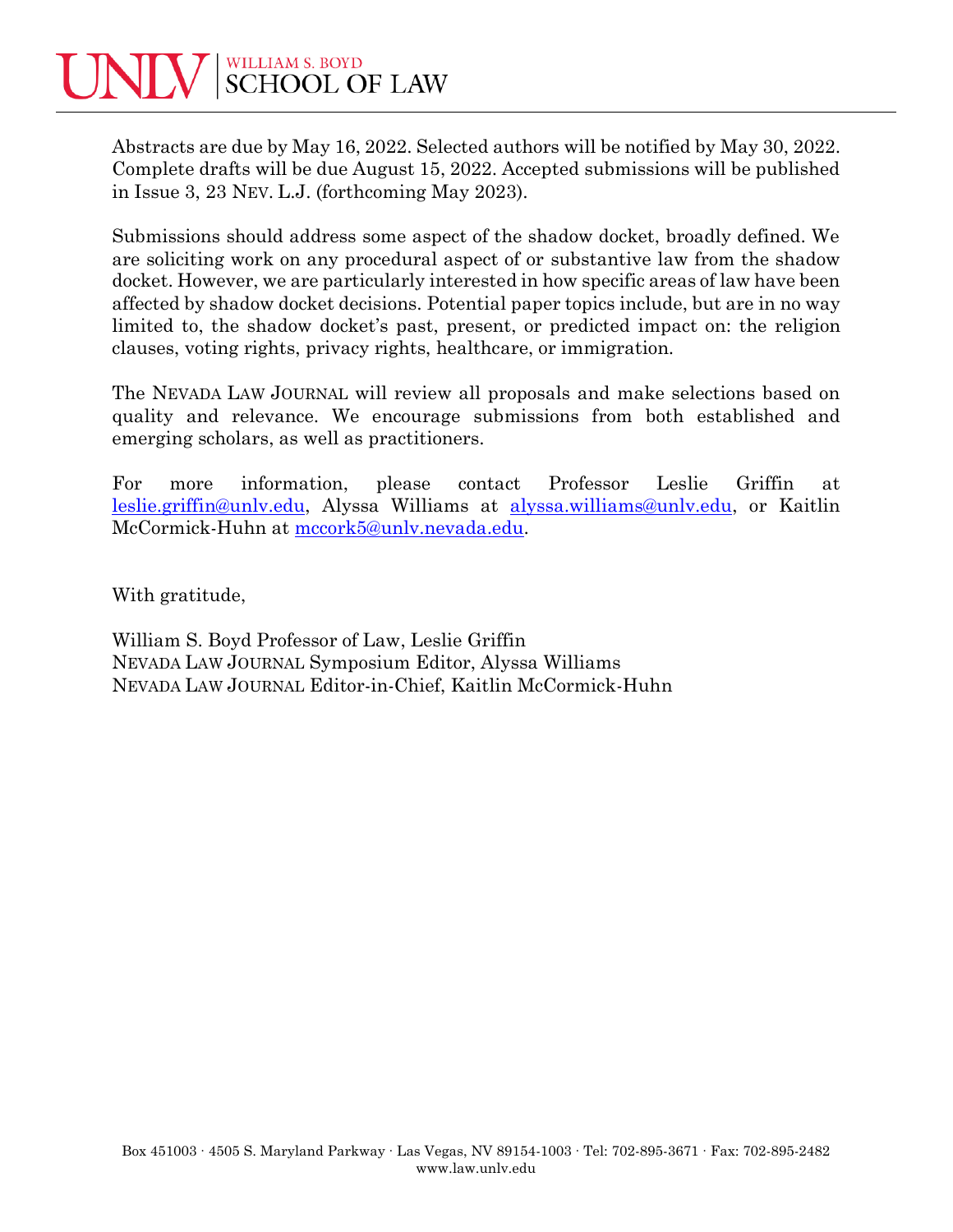Abstracts are due by May 16, 2022. Selected authors will be notified by May 30, 2022. Complete drafts will be due August 15, 2022. Accepted submissions will be published in Issue 3, 23 NEV. L.J. (forthcoming May 2023).

Submissions should address some aspect of the shadow docket, broadly defined. We are soliciting work on any procedural aspect of or substantive law from the shadow docket. However, we are particularly interested in how specific areas of law have been affected by shadow docket decisions. Potential paper topics include, but are in no way limited to, the shadow docket's past, present, or predicted impact on: the religion clauses, voting rights, privacy rights, healthcare, or immigration.

The NEVADA LAW JOURNAL will review all proposals and make selections based on quality and relevance. We encourage submissions from both established and emerging scholars, as well as practitioners.

For more information, please contact Professor Leslie Griffin at leslie.griffin@unlv.edu, Alyssa Williams at alyssa.williams@unlv.edu, or Kaitlin McCormick-Huhn at mccork5@unlv.nevada.edu.

With gratitude,

William S. Boyd Professor of Law, Leslie Griffin
NEVADA LAW JOURNAL Symposium Editor, Alyssa Williams
NEVADA LAW JOURNAL Editor-in-Chief, Kaitlin McCormick-Huhn